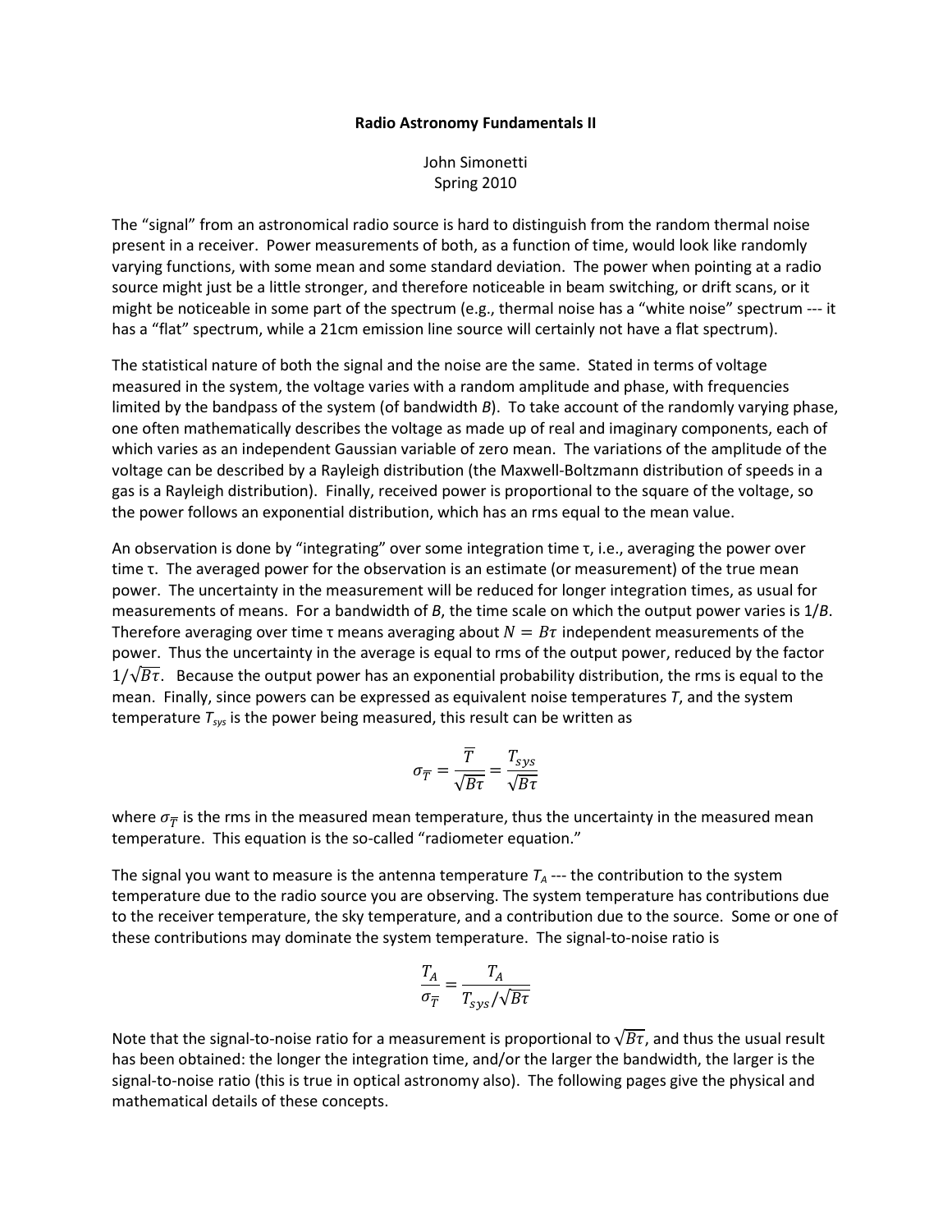# Radio Astronomy Fundamentals II

John Simonetti
Spring 2010

The "signal" from an astronomical radio source is hard to distinguish from the random thermal noise present in a receiver. Power measurements of both, as a function of time, would look like randomly varying functions, with some mean and some standard deviation. The power when pointing at a radio source might just be a little stronger, and therefore noticeable in beam switching, or drift scans, or it might be noticeable in some part of the spectrum (e.g., thermal noise has a "white noise" spectrum --- it has a "flat" spectrum, while a 21cm emission line source will certainly not have a flat spectrum).

The statistical nature of both the signal and the noise are the same. Stated in terms of voltage measured in the system, the voltage varies with a random amplitude and phase, with frequencies limited by the bandpass of the system (of bandwidth $B$). To take account of the randomly varying phase, one often mathematically describes the voltage as made up of real and imaginary components, each of which varies as an independent Gaussian variable of zero mean. The variations of the amplitude of the voltage can be described by a Rayleigh distribution (the Maxwell-Boltzmann distribution of speeds in a gas is a Rayleigh distribution). Finally, received power is proportional to the square of the voltage, so the power follows an exponential distribution, which has an rms equal to the mean value.

An observation is done by "integrating" over some integration time $\tau$, i.e., averaging the power over time $\tau$. The averaged power for the observation is an estimate (or measurement) of the true mean power. The uncertainty in the measurement will be reduced for longer integration times, as usual for measurements of means. For a bandwidth of $B$, the time scale on which the output power varies is $1/B$. Therefore averaging over time $\tau$ means averaging about $N = B\tau$ independent measurements of the power. Thus the uncertainty in the average is equal to rms of the output power, reduced by the factor $1/\sqrt{B\tau}$. Because the output power has an exponential probability distribution, the rms is equal to the mean. Finally, since powers can be expressed as equivalent noise temperatures $T$, and the system temperature $T_{sys}$ is the power being measured, this result can be written as

$$\sigma_{\overline{T}} = \frac{\overline{T}}{\sqrt{B\tau}} = \frac{T_{sys}}{\sqrt{B\tau}}$$

where $\sigma_{\overline{T}}$ is the rms in the measured mean temperature, thus the uncertainty in the measured mean temperature. This equation is the so-called "radiometer equation."

The signal you want to measure is the antenna temperature $T_A$ --- the contribution to the system temperature due to the radio source you are observing. The system temperature has contributions due to the receiver temperature, the sky temperature, and a contribution due to the source. Some or one of these contributions may dominate the system temperature. The signal-to-noise ratio is

$$\frac{T_A}{\sigma_{\overline{T}}} = \frac{T_A}{T_{sys}/\sqrt{B\tau}}$$

Note that the signal-to-noise ratio for a measurement is proportional to $\sqrt{B\tau}$, and thus the usual result has been obtained: the longer the integration time, and/or the larger the bandwidth, the larger is the signal-to-noise ratio (this is true in optical astronomy also). The following pages give the physical and mathematical details of these concepts.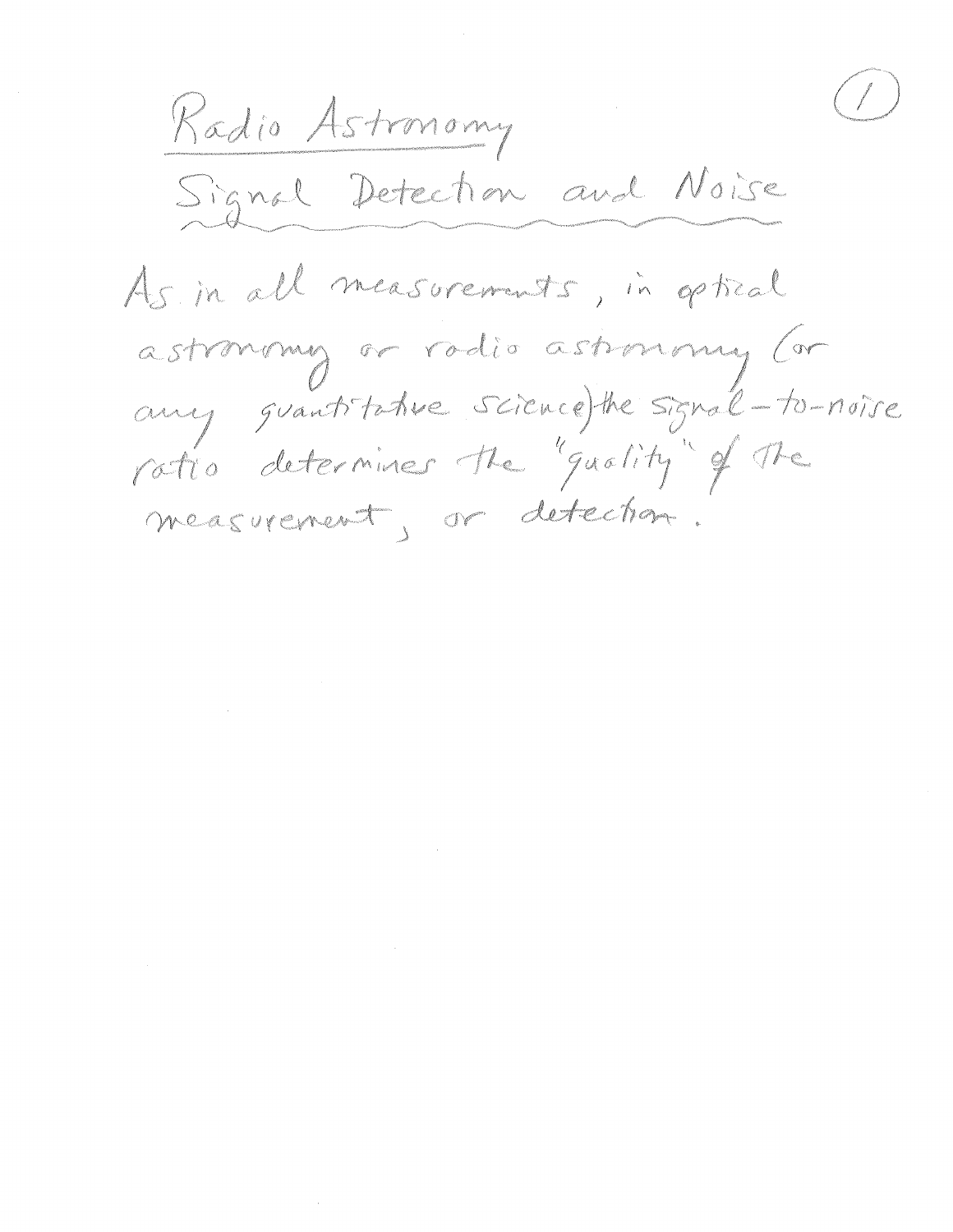# Radio Astronomy

## Signal Detection and Noise

As in all measurements, in optical astronomy or radio astronomy (or any quantitative science) the signal-to-noise ratio determines the "quality" of the measurement, or detection.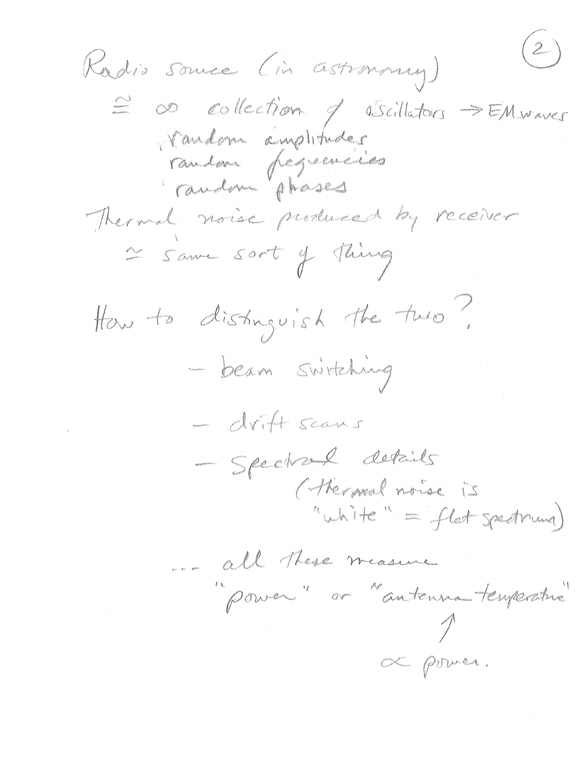Radio source (in astronomy)

$\cong$ $\infty$ collection of oscillators $\Rightarrow$ EM waves

- random amplitudes
- random frequencies
- random phases

Thermal noise produced by receiver

$\cong$ same sort of thing

How to distinguish the two?

- beam switching
- drift scans
- spectral details (thermal noise is "white" = flat spectrum)

... all these measure "power" or "antenna temperature"

↑ $\propto$ power.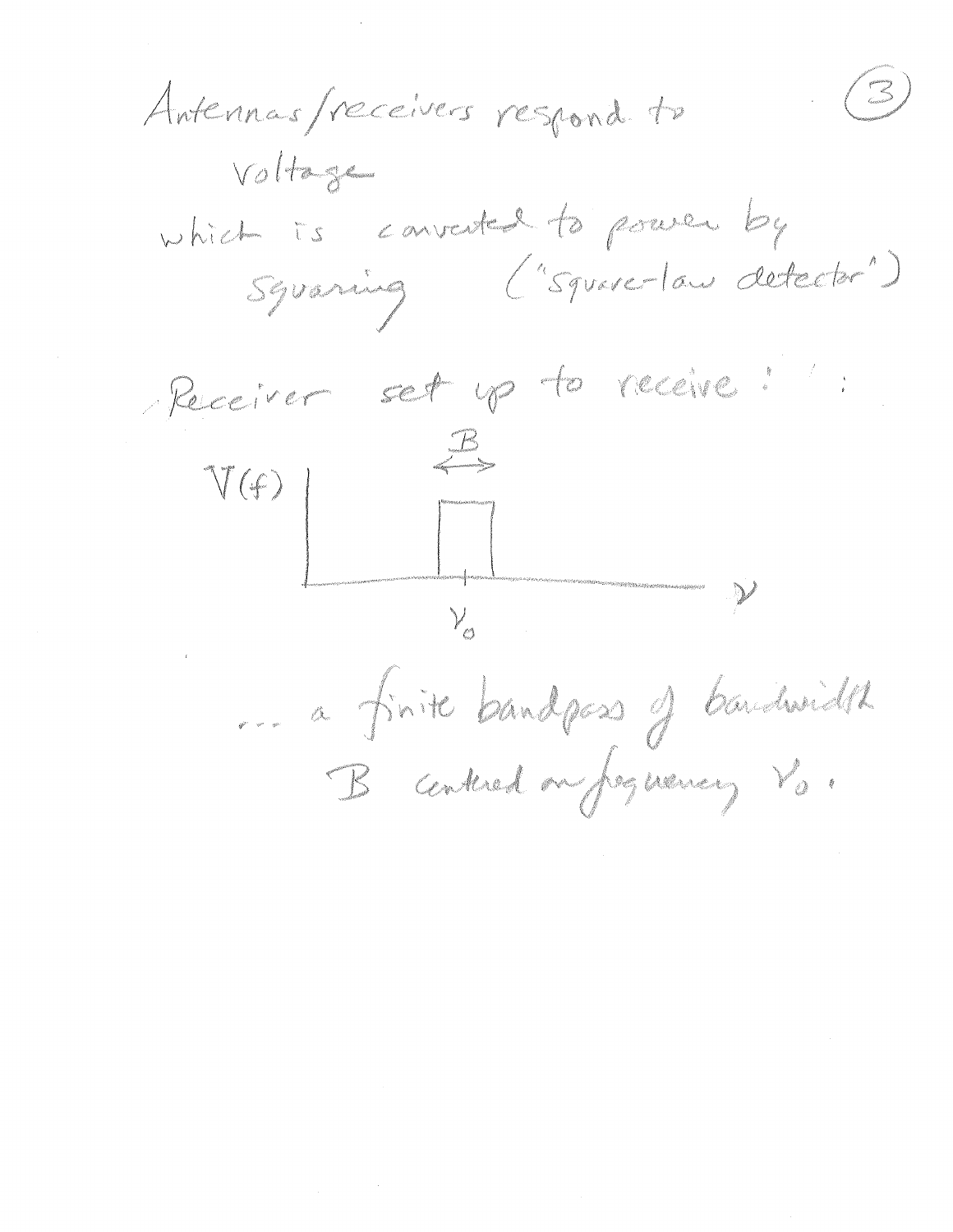Antennas/receivers respond to voltage which is converted to power by squaring ("square-law detector")

Receiver set up to receive:

$V(f)$ — bandpass of width $B$ centered on $\nu_0$, plotted against $\nu$

... a finite bandpass of bandwidth $B$ centered on frequency $\nu_0$.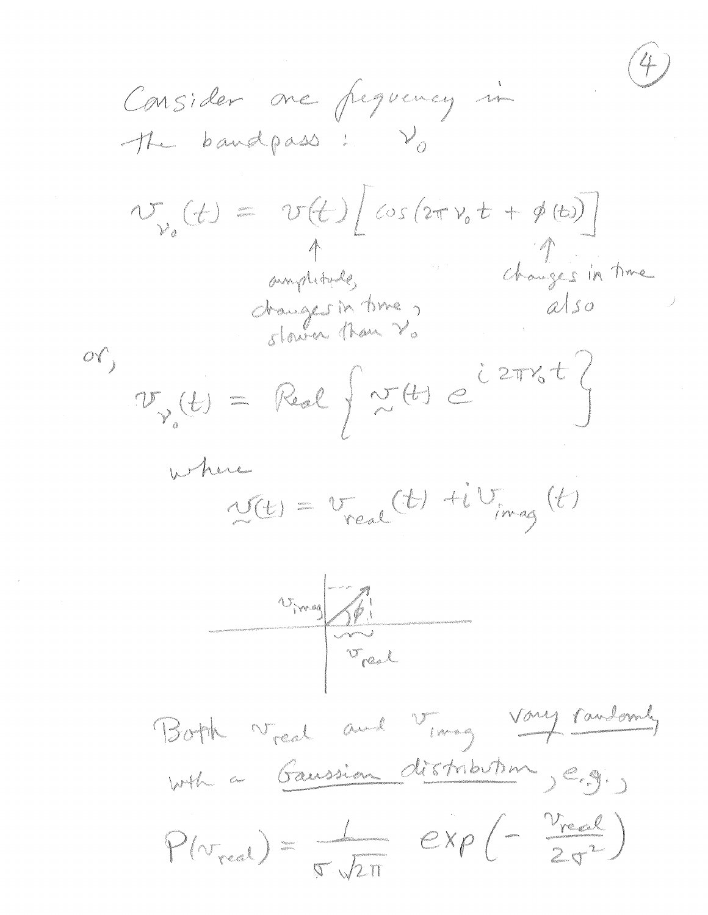Consider one frequency in the bandpass: $\nu_0$

$$v_{\nu_0}(t) = v(t)\left[\cos(2\pi\nu_0 t + \phi(t))\right]$$

$v(t)$ ↑ amplitude, changes in time, slower than $\nu_0$

$\phi(t)$ ↑ changes in time also

or,

$$v_{\nu_0}(t) = \text{Real}\left\{ \underset{\sim}{v}(t)\, e^{i 2\pi\nu_0 t} \right\}$$

where

$$\underset{\sim}{v}(t) = v_{real}(t) + i\, v_{imag}(t)$$

[Sketch: complex plane with vector at angle $\phi$; components $v_{real}$ (horizontal) and $v_{imag}$ (vertical)]

Both $v_{real}$ and $v_{imag}$ <u>vary randomly</u> with a <u>Gaussian distribution</u>, e.g.,

$$P(v_{real}) = \frac{1}{\sigma\sqrt{2\pi}} \exp\left(-\frac{v_{real}}{2\sigma^2}\right)$$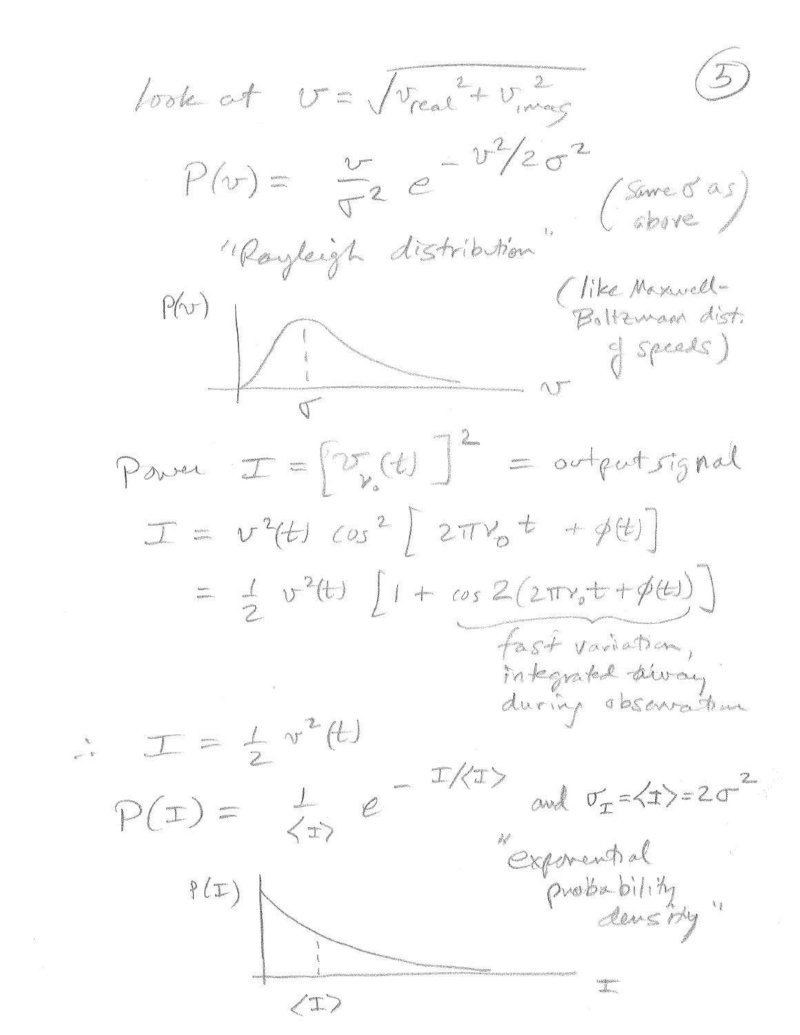look at $v = \sqrt{v_{real}^2 + v_{imag}^2}$

$$P(v) = \frac{v}{\sigma^2} e^{-v^2/2\sigma^2}$$

(Same $\sigma$ as above)

"Rayleigh distribution"

(like Maxwell-Boltzmann dist. of speeds)

Power $I = \left[v_{\nu_0}(t)\right]^2$ = output signal

$$I = v^2(t) \cos^2\left[2\pi\nu_0 t + \phi(t)\right]$$

$$= \frac{1}{2} v^2(t) \left[1 + \cos 2(2\pi\nu_0 t + \phi(t))\right]$$

(the term $\cos 2(2\pi\nu_0 t + \phi(t))$: fast variation, integrated away during observation)

$$\therefore \quad I = \frac{1}{2} v^2(t)$$

$$P(I) = \frac{1}{\langle I \rangle} e^{-I/\langle I \rangle} \quad \text{and } \sigma_I = \langle I \rangle = 2\sigma^2$$

"exponential probability density"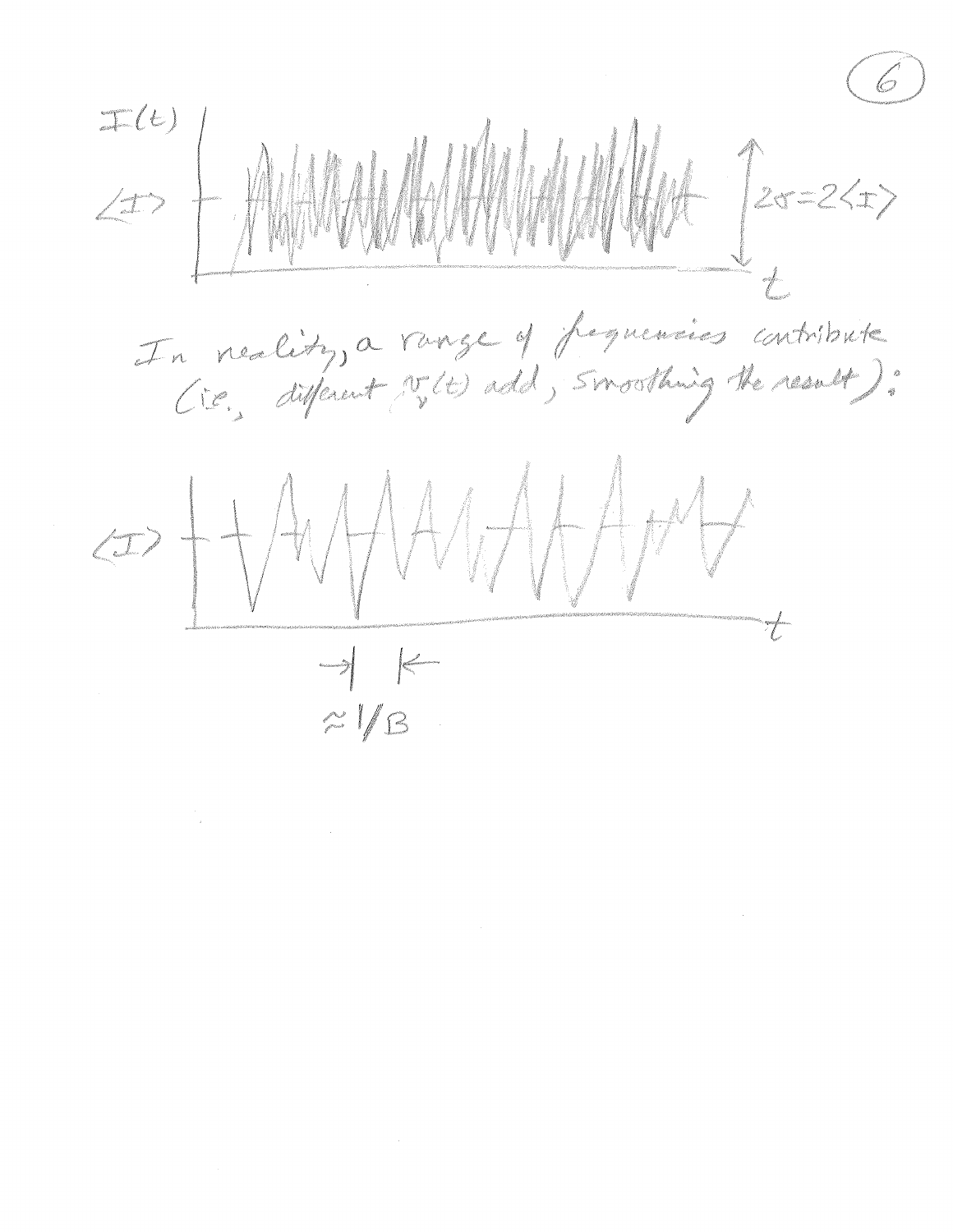In reality, a range of frequencies contribute (i.e., different $\nu_\nu(t)$ add, smoothing the result):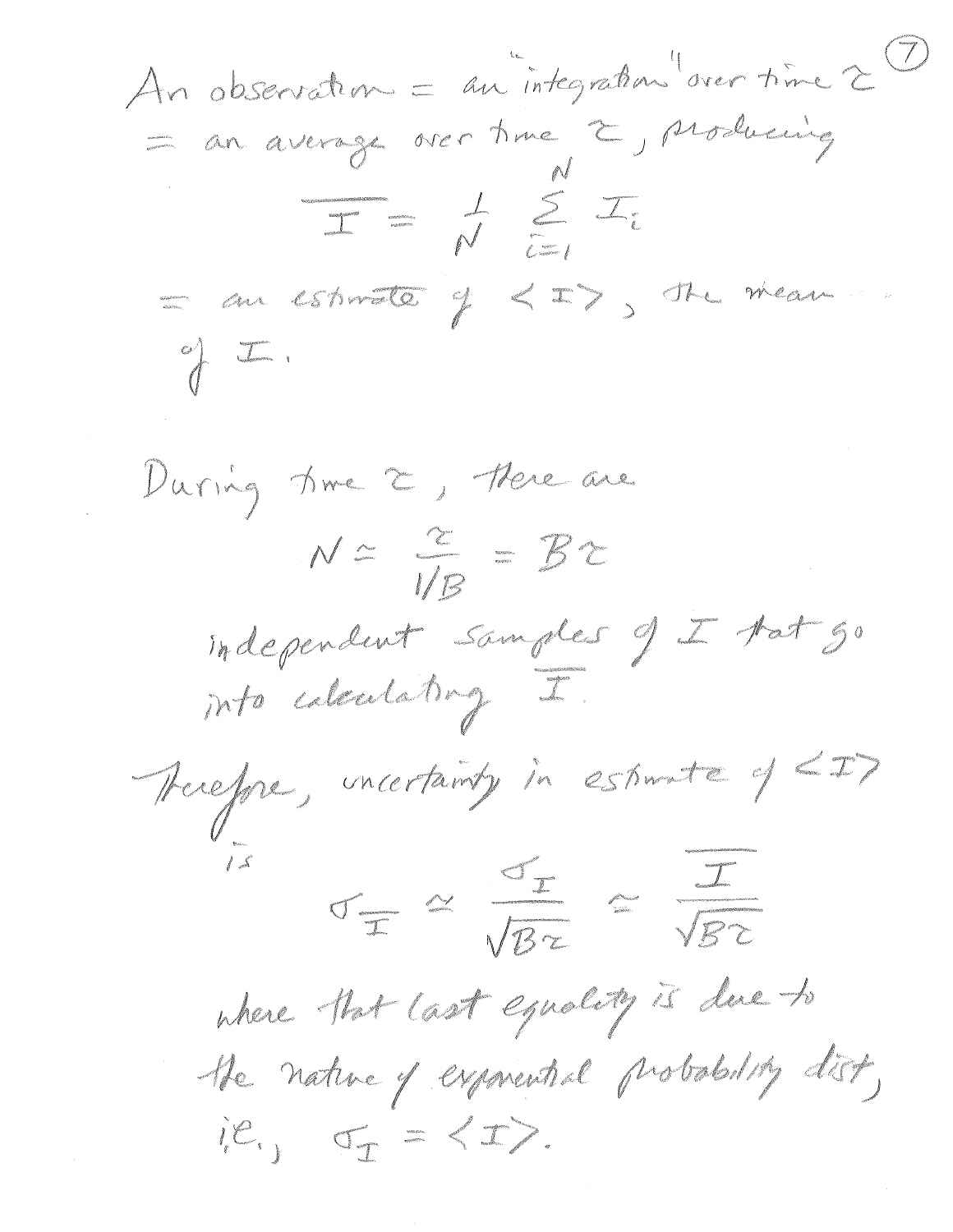An observation = an "integration" over time $\tau$ = an average over time $\tau$, producing

$$\overline{I} = \frac{1}{N} \sum_{i=1}^{N} I_i$$

= an estimate of $\langle I \rangle$, the mean of $I$.

During time $\tau$, there are

$$N \simeq \frac{\tau}{1/B} = B\tau$$

independent samples of $I$ that go into calculating $\overline{I}$.

Therefore, uncertainty in estimate of $\langle I \rangle$ is

$$\sigma_{\overline{I}} \simeq \frac{\sigma_I}{\sqrt{B\tau}} \simeq \frac{\overline{I}}{\sqrt{B\tau}}$$

where that last equality is due to the nature of exponential probability dist, i.e., $\sigma_I = \langle I \rangle$.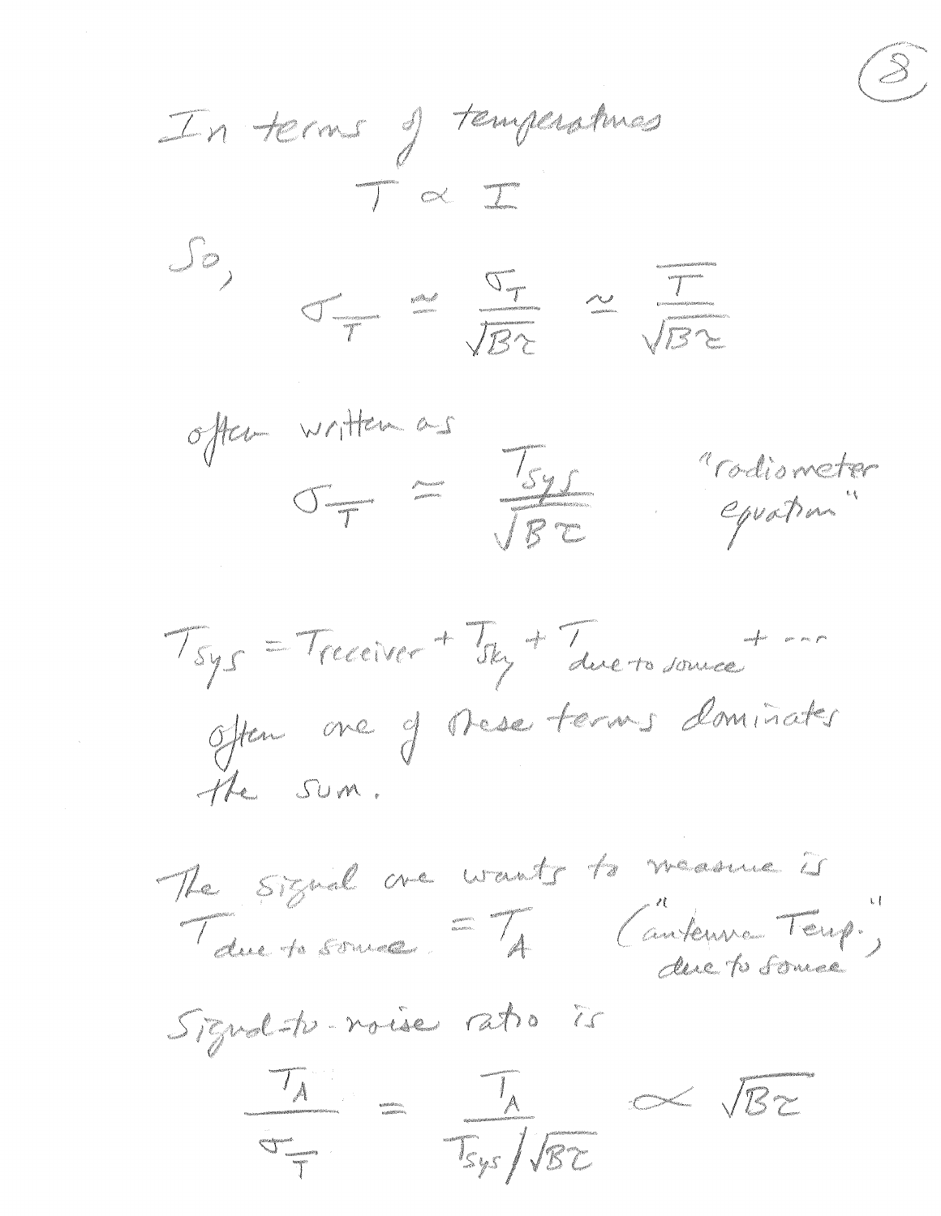In terms of temperatures

$$T \propto I$$

So,

$$\sigma_T \approx \frac{\sigma_T}{\sqrt{B\tau}} \approx \frac{T}{\sqrt{B\tau}}$$

often written as

$$\sigma_T \approx \frac{T_{sys}}{\sqrt{B\tau}}$$ "radiometer equation"

$T_{sys} = T_{receiver} + T_{sky} + T_{due\ to\ source} + \cdots$

often one of these terms dominates the sum.

The signal one wants to measure is $T_{due\ to\ source} = T_A$ ("antenna Temp.", due to source)

Signal-to-noise ratio is

$$\frac{T_A}{\sigma_T} = \frac{T_A}{T_{sys}/\sqrt{B\tau}} \propto \sqrt{B\tau}$$